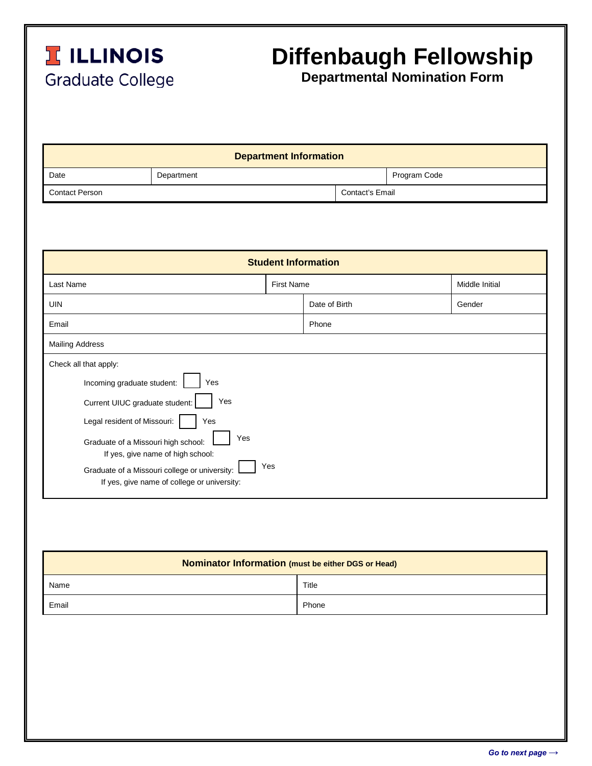**ILLINOIS**
Graduate College

# Diffenbaugh Fellowship

## Departmental Nomination Form

| Department Information | | |
|---|---|---|
| Date | Department | Program Code |
| Contact Person | Contact's Email | |

| Student Information | | |
|---|---|---|
| Last Name | First Name | Middle Initial |
| UIN | Date of Birth | Gender |
| Email | Phone | |
| Mailing Address | | |

Check all that apply:

- Incoming graduate student: ☐ Yes
- Current UIUC graduate student: ☐ Yes
- Legal resident of Missouri: ☐ Yes
- Graduate of a Missouri high school: ☐ Yes
  - If yes, give name of high school:
- Graduate of a Missouri college or university: ☐ Yes
  - If yes, give name of college or university:

| Nominator Information (must be either DGS or Head) | |
|---|---|
| Name | Title |
| Email | Phone |

*Go to next page →*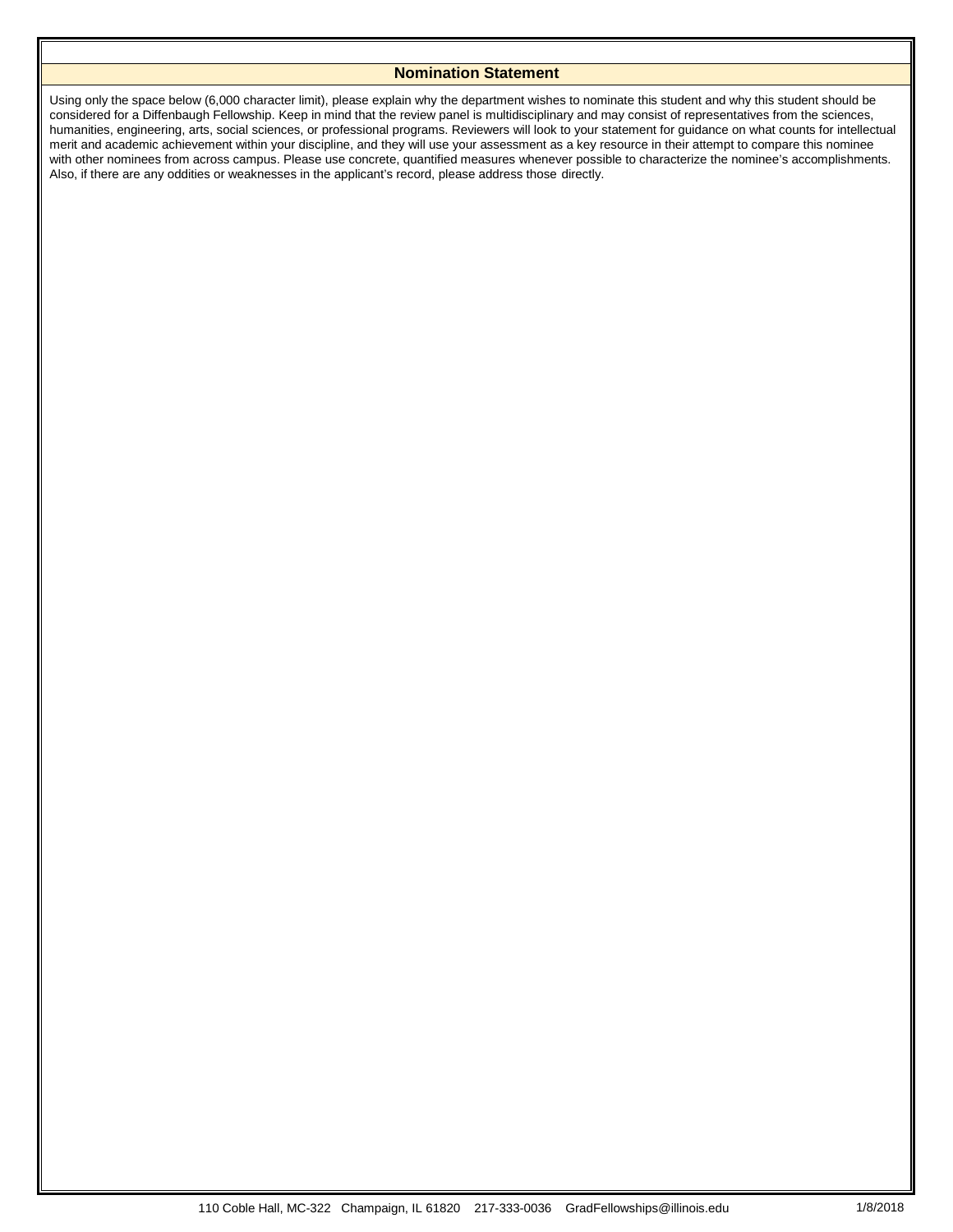## Nomination Statement

Using only the space below (6,000 character limit), please explain why the department wishes to nominate this student and why this student should be considered for a Diffenbaugh Fellowship. Keep in mind that the review panel is multidisciplinary and may consist of representatives from the sciences, humanities, engineering, arts, social sciences, or professional programs. Reviewers will look to your statement for guidance on what counts for intellectual merit and academic achievement within your discipline, and they will use your assessment as a key resource in their attempt to compare this nominee with other nominees from across campus. Please use concrete, quantified measures whenever possible to characterize the nominee's accomplishments. Also, if there are any oddities or weaknesses in the applicant's record, please address those directly.

110 Coble Hall, MC-322 Champaign, IL 61820 217-333-0036 GradFellowships@illinois.edu 1/8/2018